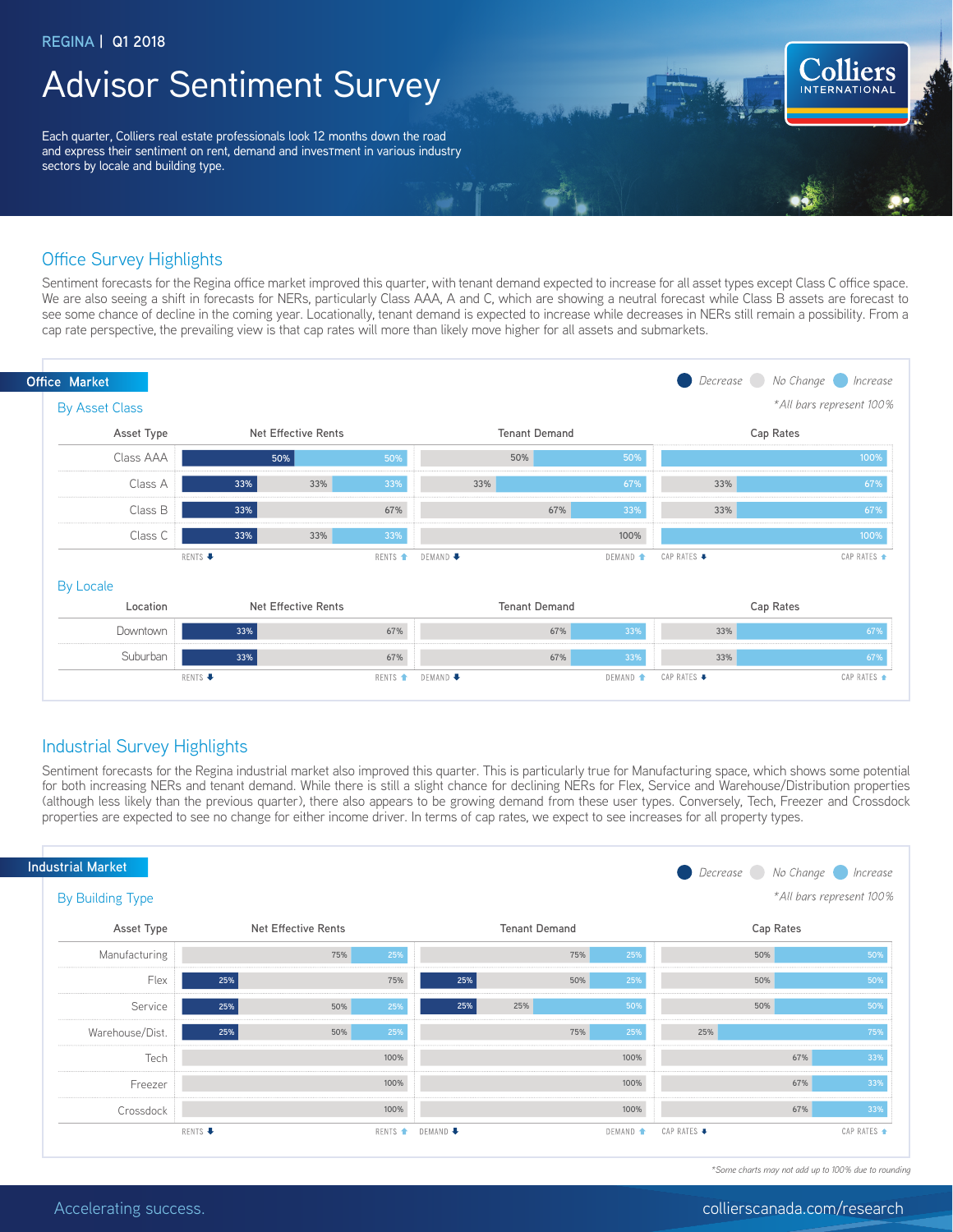REGINA | Q1 2018

# Advisor Sentiment Survey

Each quarter, Colliers real estate professionals look 12 months down the road and express their sentiment on rent, demand and investment in various industry sectors by locale and building type.

## Office Survey Highlights

Sentiment forecasts for the Regina office market improved this quarter, with tenant demand expected to increase for all asset types except Class C office space. We are also seeing a shift in forecasts for NERs, particularly Class AAA, A and C, which are showing a neutral forecast while Class B assets are forecast to see some chance of decline in the coming year. Locationally, tenant demand is expected to increase while decreases in NERs still remain a possibility. From a cap rate perspective, the prevailing view is that cap rates will more than likely move higher for all assets and submarkets.

### Office Market

Decrease / No Change / Increase

*All bars represent 100%

#### By Asset Class

| Asset Type | Net Effective Rents (Decrease / No Change / Increase) | Tenant Demand (Decrease / No Change / Increase) | Cap Rates (Decrease / No Change / Increase) |
|---|---|---|---|
| Class AAA | 50% / – / 50% | – / 50% / 50% | – / – / 100% |
| Class A | 33% / 33% / 33% | – / 33% / 67% | – / 33% / 67% |
| Class B | 33% / 67% / – | – / 67% / 33% | – / 33% / 67% |
| Class C | 33% / 33% / 33% | – / 100% / – | – / – / 100% |

#### By Locale

| Location | Net Effective Rents (Decrease / No Change / Increase) | Tenant Demand (Decrease / No Change / Increase) | Cap Rates (Decrease / No Change / Increase) |
|---|---|---|---|
| Downtown | 33% / 67% / – | – / 67% / 33% | – / 33% / 67% |
| Suburban | 33% / 67% / – | – / 67% / 33% | – / 33% / 67% |

## Industrial Survey Highlights

Sentiment forecasts for the Regina industrial market also improved this quarter. This is particularly true for Manufacturing space, which shows some potential for both increasing NERs and tenant demand. While there is still a slight chance for declining NERs for Flex, Service and Warehouse/Distribution properties (although less likely than the previous quarter), there also appears to be growing demand from these user types. Conversely, Tech, Freezer and Crossdock properties are expected to see no change for either income driver. In terms of cap rates, we expect to see increases for all property types.

### Industrial Market

Decrease / No Change / Increase

*All bars represent 100%

#### By Building Type

| Asset Type | Net Effective Rents (Decrease / No Change / Increase) | Tenant Demand (Decrease / No Change / Increase) | Cap Rates (Decrease / No Change / Increase) |
|---|---|---|---|
| Manufacturing | – / 75% / 25% | – / 75% / 25% | – / 50% / 50% |
| Flex | 25% / 75% / – | 25% / 50% / 25% | – / 50% / 50% |
| Service | 25% / 50% / 25% | 25% / 25% / 50% | – / 50% / 50% |
| Warehouse/Dist. | 25% / 50% / 25% | – / 75% / 25% | – / 25% / 75% |
| Tech | – / 100% / – | – / 100% / – | – / 67% / 33% |
| Freezer | – / 100% / – | – / 100% / – | – / 67% / 33% |
| Crossdock | – / 100% / – | – / 100% / – | – / 67% / 33% |

*Some charts may not add up to 100% due to rounding

Accelerating success.

collierscanada.com/research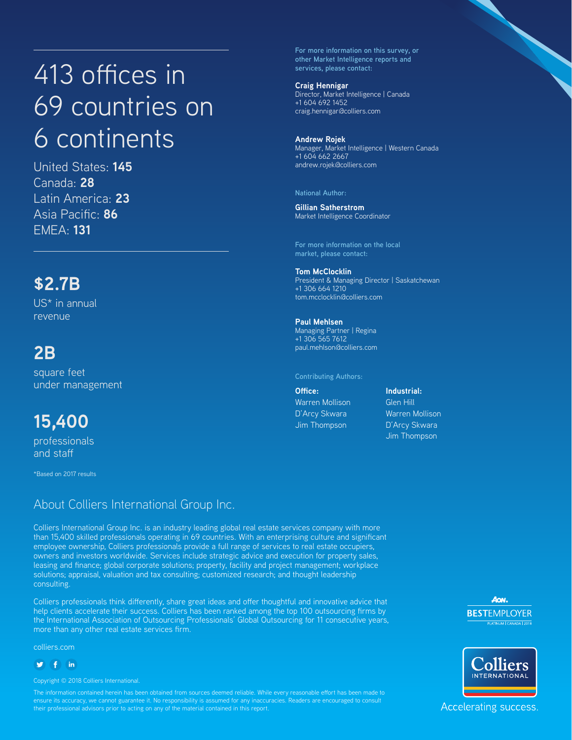# 413 offices in 69 countries on 6 continents

United States: **145**
Canada: **28**
Latin America: **23**
Asia Pacific: **86**
EMEA: **131**

**$2.7B**
US* in annual revenue

**2B**
square feet under management

**15,400**
professionals and staff

*Based on 2017 results

For more information on this survey, or other Market Intelligence reports and services, please contact:

**Craig Hennigar**
Director, Market Intelligence | Canada
+1 604 692 1452
craig.hennigar@colliers.com

**Andrew Rojek**
Manager, Market Intelligence | Western Canada
+1 604 662 2667
andrew.rojek@colliers.com

National Author:

**Gillian Satherstrom**
Market Intelligence Coordinator

For more information on the local market, please contact:

**Tom McClocklin**
President & Managing Director | Saskatchewan
+1 306 664 1210
tom.mcclocklin@colliers.com

**Paul Mehlsen**
Managing Partner | Regina
+1 306 565 7612
paul.mehlson@colliers.com

Contributing Authors:

**Office:**
Warren Mollison
D'Arcy Skwara
Jim Thompson

**Industrial:**
Glen Hill
Warren Mollison
D'Arcy Skwara
Jim Thompson

## About Colliers International Group Inc.

Colliers International Group Inc. is an industry leading global real estate services company with more than 15,400 skilled professionals operating in 69 countries. With an enterprising culture and significant employee ownership, Colliers professionals provide a full range of services to real estate occupiers, owners and investors worldwide. Services include strategic advice and execution for property sales, leasing and finance; global corporate solutions; property, facility and project management; workplace solutions; appraisal, valuation and tax consulting; customized research; and thought leadership consulting.

Colliers professionals think differently, share great ideas and offer thoughtful and innovative advice that help clients accelerate their success. Colliers has been ranked among the top 100 outsourcing firms by the International Association of Outsourcing Professionals' Global Outsourcing for 11 consecutive years, more than any other real estate services firm.

colliers.com

Copyright © 2018 Colliers International.

The information contained herein has been obtained from sources deemed reliable. While every reasonable effort has been made to ensure its accuracy, we cannot guarantee it. No responsibility is assumed for any inaccuracies. Readers are encouraged to consult their professional advisors prior to acting on any of the material contained in this report.

AON
BEST EMPLOYER
PLATINUM | CANADA | 2018

Colliers INTERNATIONAL

Accelerating success.